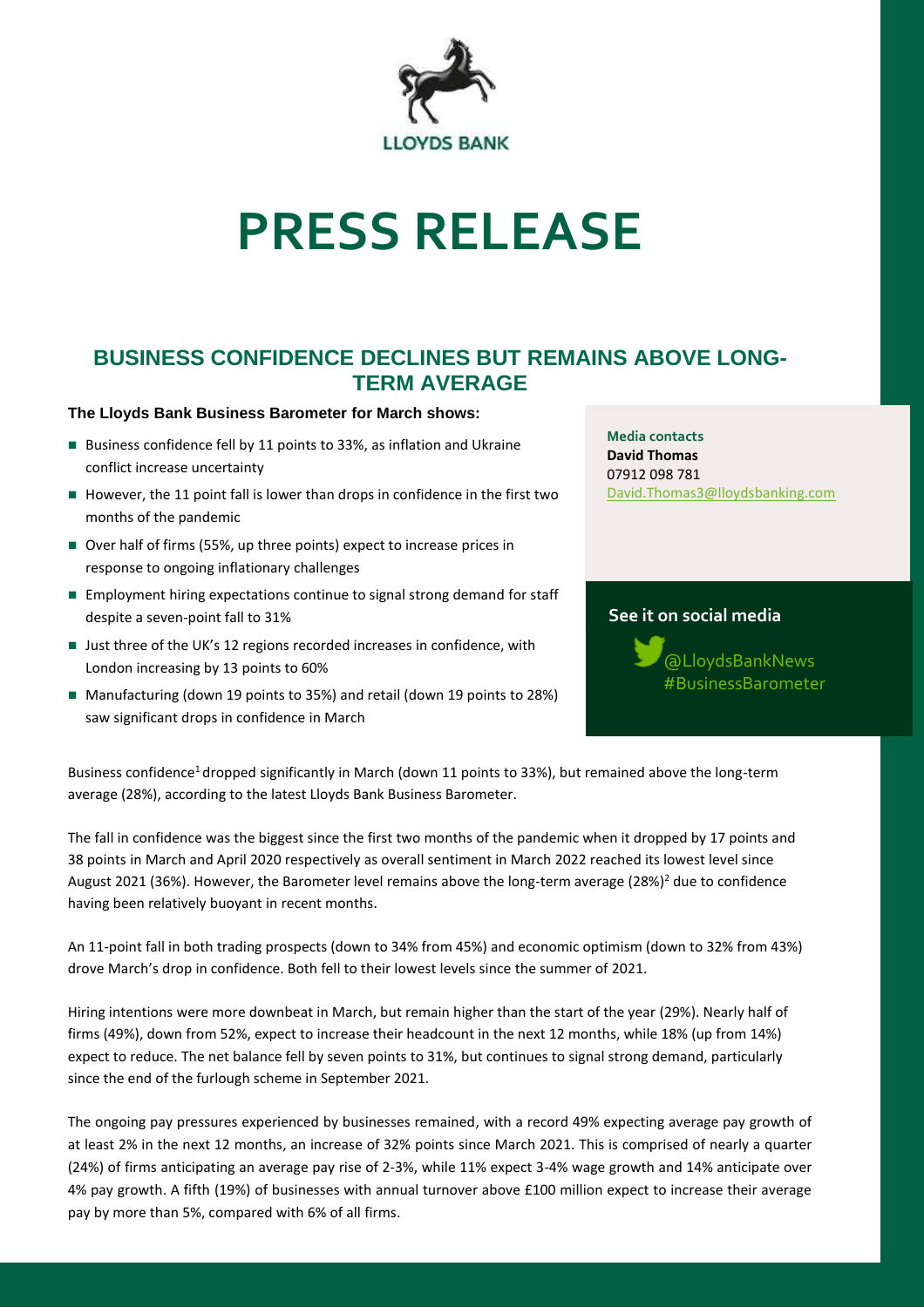# PRESS RELEASE

## BUSINESS CONFIDENCE DECLINES BUT REMAINS ABOVE LONG-TERM AVERAGE

**The Lloyds Bank Business Barometer for March shows:**

- Business confidence fell by 11 points to 33%, as inflation and Ukraine conflict increase uncertainty
- However, the 11 point fall is lower than drops in confidence in the first two months of the pandemic
- Over half of firms (55%, up three points) expect to increase prices in response to ongoing inflationary challenges
- Employment hiring expectations continue to signal strong demand for staff despite a seven-point fall to 31%
- Just three of the UK's 12 regions recorded increases in confidence, with London increasing by 13 points to 60%
- Manufacturing (down 19 points to 35%) and retail (down 19 points to 28%) saw significant drops in confidence in March

**Media contacts**
**David Thomas**
07912 098 781
David.Thomas3@lloydsbanking.com

**See it on social media**
@LloydsBankNews
#BusinessBarometer

Business confidence[1] dropped significantly in March (down 11 points to 33%), but remained above the long-term average (28%), according to the latest Lloyds Bank Business Barometer.

The fall in confidence was the biggest since the first two months of the pandemic when it dropped by 17 points and 38 points in March and April 2020 respectively as overall sentiment in March 2022 reached its lowest level since August 2021 (36%). However, the Barometer level remains above the long-term average (28%)[2] due to confidence having been relatively buoyant in recent months.

An 11-point fall in both trading prospects (down to 34% from 45%) and economic optimism (down to 32% from 43%) drove March's drop in confidence. Both fell to their lowest levels since the summer of 2021.

Hiring intentions were more downbeat in March, but remain higher than the start of the year (29%). Nearly half of firms (49%), down from 52%, expect to increase their headcount in the next 12 months, while 18% (up from 14%) expect to reduce. The net balance fell by seven points to 31%, but continues to signal strong demand, particularly since the end of the furlough scheme in September 2021.

The ongoing pay pressures experienced by businesses remained, with a record 49% expecting average pay growth of at least 2% in the next 12 months, an increase of 32% points since March 2021. This is comprised of nearly a quarter (24%) of firms anticipating an average pay rise of 2-3%, while 11% expect 3-4% wage growth and 14% anticipate over 4% pay growth. A fifth (19%) of businesses with annual turnover above £100 million expect to increase their average pay by more than 5%, compared with 6% of all firms.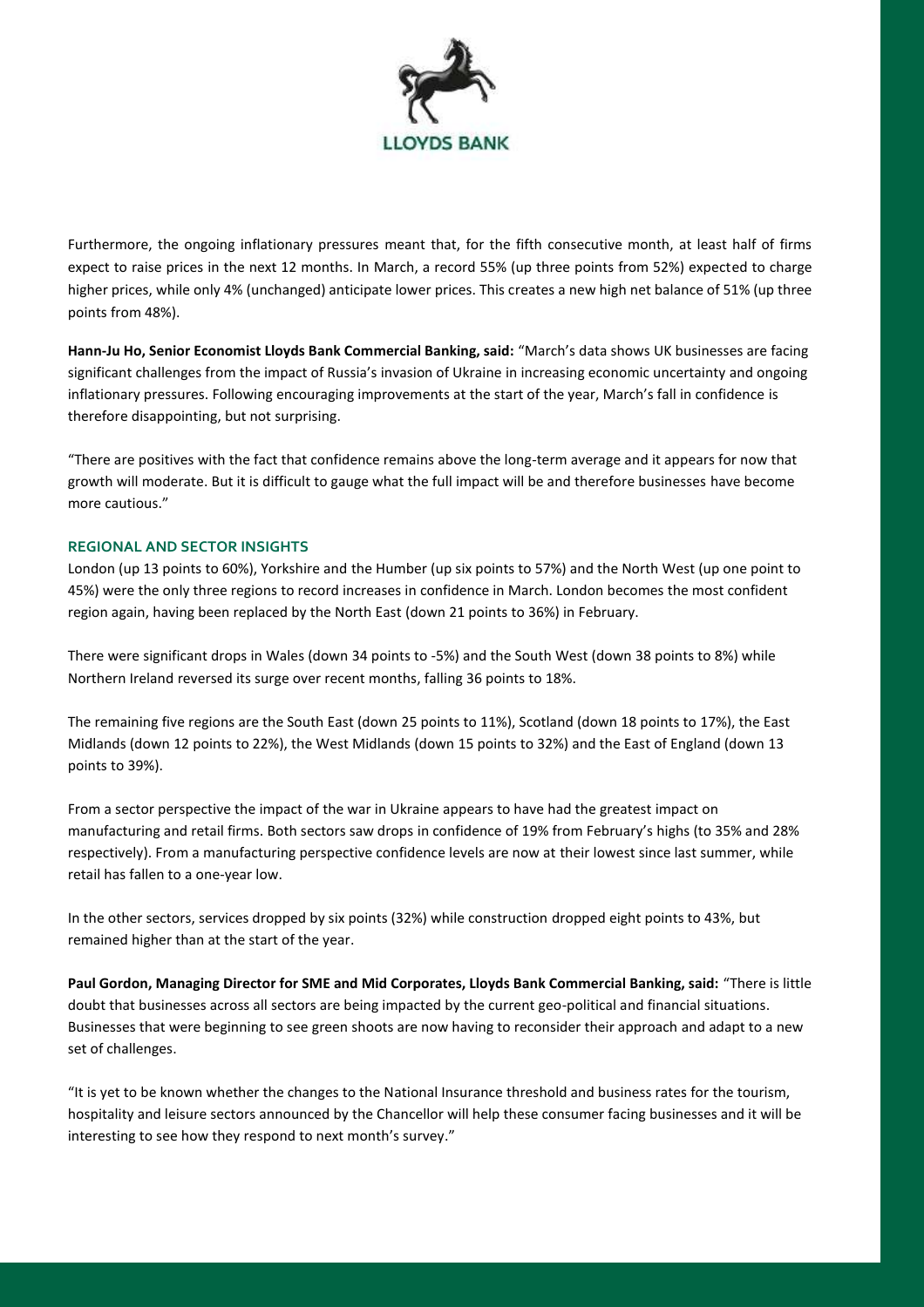Furthermore, the ongoing inflationary pressures meant that, for the fifth consecutive month, at least half of firms expect to raise prices in the next 12 months. In March, a record 55% (up three points from 52%) expected to charge higher prices, while only 4% (unchanged) anticipate lower prices. This creates a new high net balance of 51% (up three points from 48%).

**Hann-Ju Ho, Senior Economist Lloyds Bank Commercial Banking, said:** "March's data shows UK businesses are facing significant challenges from the impact of Russia's invasion of Ukraine in increasing economic uncertainty and ongoing inflationary pressures. Following encouraging improvements at the start of the year, March's fall in confidence is therefore disappointing, but not surprising.

"There are positives with the fact that confidence remains above the long-term average and it appears for now that growth will moderate. But it is difficult to gauge what the full impact will be and therefore businesses have become more cautious."

## REGIONAL AND SECTOR INSIGHTS

London (up 13 points to 60%), Yorkshire and the Humber (up six points to 57%) and the North West (up one point to 45%) were the only three regions to record increases in confidence in March. London becomes the most confident region again, having been replaced by the North East (down 21 points to 36%) in February.

There were significant drops in Wales (down 34 points to -5%) and the South West (down 38 points to 8%) while Northern Ireland reversed its surge over recent months, falling 36 points to 18%.

The remaining five regions are the South East (down 25 points to 11%), Scotland (down 18 points to 17%), the East Midlands (down 12 points to 22%), the West Midlands (down 15 points to 32%) and the East of England (down 13 points to 39%).

From a sector perspective the impact of the war in Ukraine appears to have had the greatest impact on manufacturing and retail firms. Both sectors saw drops in confidence of 19% from February's highs (to 35% and 28% respectively). From a manufacturing perspective confidence levels are now at their lowest since last summer, while retail has fallen to a one-year low.

In the other sectors, services dropped by six points (32%) while construction dropped eight points to 43%, but remained higher than at the start of the year.

**Paul Gordon, Managing Director for SME and Mid Corporates, Lloyds Bank Commercial Banking, said:** "There is little doubt that businesses across all sectors are being impacted by the current geo-political and financial situations. Businesses that were beginning to see green shoots are now having to reconsider their approach and adapt to a new set of challenges.

"It is yet to be known whether the changes to the National Insurance threshold and business rates for the tourism, hospitality and leisure sectors announced by the Chancellor will help these consumer facing businesses and it will be interesting to see how they respond to next month's survey."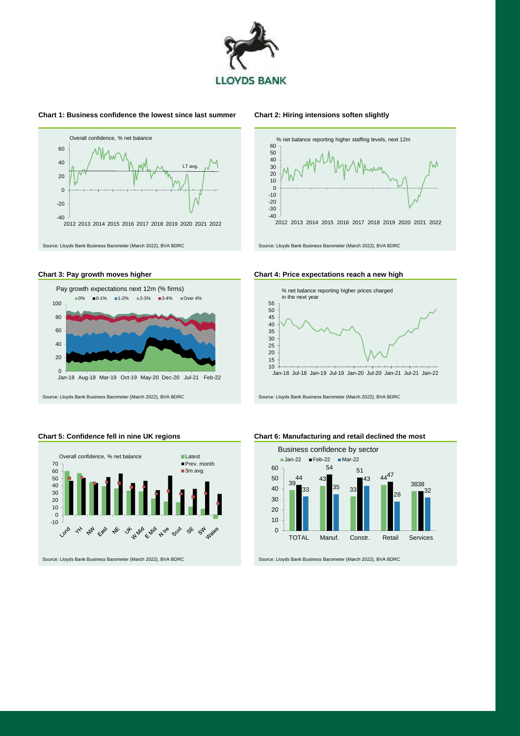LLOYDS BANK

**Chart 1: Business confidence the lowest since last summer**

Overall confidence, % net balance

LT avg.

Source: Lloyds Bank Business Barometer (March 2022), BVA BDRC

**Chart 2: Hiring intensions soften slightly**

% net balance reporting higher staffing levels, next 12m

Source: Lloyds Bank Business Barometer (March 2022), BVA BDRC

**Chart 3: Pay growth moves higher**

Pay growth expectations next 12m (% firms)

0% | 0-1% | 1-2% | 2-3% | 3-4% | Over 4%

Source: Lloyds Bank Business Barometer (March 2022), BVA BDRC

**Chart 4: Price expectations reach a new high**

% net balance reporting higher prices charged in the next year

Source: Lloyds Bank Business Barometer (March 2022), BVA BDRC

**Chart 5: Confidence fell in nine UK regions**

Overall confidence, % net balance

Latest | Prev. month | 3m avg.

Source: Lloyds Bank Business Barometer (March 2022), BVA BDRC

**Chart 6: Manufacturing and retail declined the most**

Business confidence by sector

| | Jan-22 | Feb-22 | Mar-22 |
|---|---|---|---|
| TOTAL | 39 | 44 | 33 |
| Manuf. | 43 | 54 | 35 |
| Constr. | 33 | 51 | 43 |
| Retail | 44 | 47 | 28 |
| Services | 38 | 38 | 32 |

Source: Lloyds Bank Business Barometer (March 2022), BVA BDRC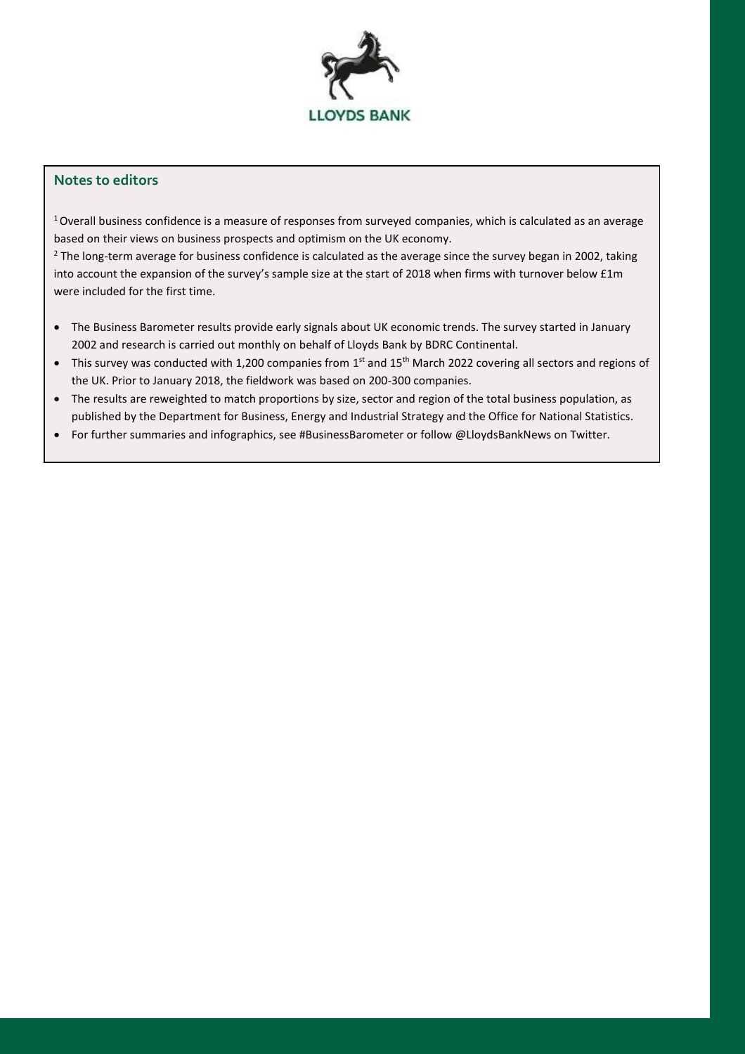## Notes to editors

[1] Overall business confidence is a measure of responses from surveyed companies, which is calculated as an average based on their views on business prospects and optimism on the UK economy.

[2] The long-term average for business confidence is calculated as the average since the survey began in 2002, taking into account the expansion of the survey's sample size at the start of 2018 when firms with turnover below £1m were included for the first time.

- The Business Barometer results provide early signals about UK economic trends. The survey started in January 2002 and research is carried out monthly on behalf of Lloyds Bank by BDRC Continental.
- This survey was conducted with 1,200 companies from 1st and 15th March 2022 covering all sectors and regions of the UK. Prior to January 2018, the fieldwork was based on 200-300 companies.
- The results are reweighted to match proportions by size, sector and region of the total business population, as published by the Department for Business, Energy and Industrial Strategy and the Office for National Statistics.
- For further summaries and infographics, see #BusinessBarometer or follow @LloydsBankNews on Twitter.